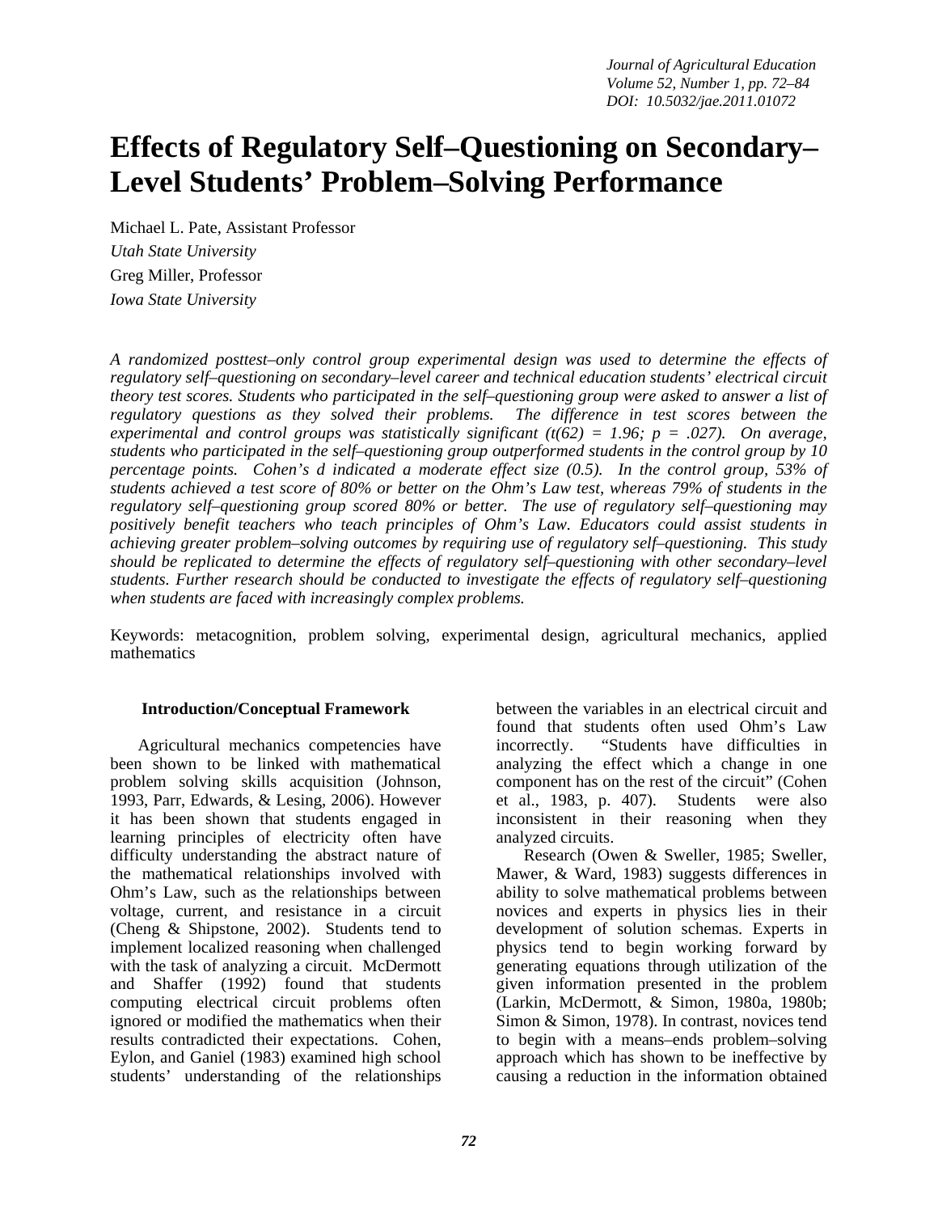# Effects of Regulatory Self–Questioning on Secondary–Level Students' Problem–Solving Performance

Michael L. Pate, Assistant Professor
*Utah State University*
Greg Miller, Professor
*Iowa State University*

*A randomized posttest–only control group experimental design was used to determine the effects of regulatory self–questioning on secondary–level career and technical education students' electrical circuit theory test scores. Students who participated in the self–questioning group were asked to answer a list of regulatory questions as they solved their problems. The difference in test scores between the experimental and control groups was statistically significant ($t(62) = 1.96$; $p = .027$). On average, students who participated in the self–questioning group outperformed students in the control group by 10 percentage points. Cohen's d indicated a moderate effect size (0.5). In the control group, 53% of students achieved a test score of 80% or better on the Ohm's Law test, whereas 79% of students in the regulatory self–questioning group scored 80% or better. The use of regulatory self–questioning may positively benefit teachers who teach principles of Ohm's Law. Educators could assist students in achieving greater problem–solving outcomes by requiring use of regulatory self–questioning. This study should be replicated to determine the effects of regulatory self–questioning with other secondary–level students. Further research should be conducted to investigate the effects of regulatory self–questioning when students are faced with increasingly complex problems.*

Keywords: metacognition, problem solving, experimental design, agricultural mechanics, applied mathematics

## Introduction/Conceptual Framework

Agricultural mechanics competencies have been shown to be linked with mathematical problem solving skills acquisition (Johnson, 1993, Parr, Edwards, & Lesing, 2006). However it has been shown that students engaged in learning principles of electricity often have difficulty understanding the abstract nature of the mathematical relationships involved with Ohm's Law, such as the relationships between voltage, current, and resistance in a circuit (Cheng & Shipstone, 2002). Students tend to implement localized reasoning when challenged with the task of analyzing a circuit. McDermott and Shaffer (1992) found that students computing electrical circuit problems often ignored or modified the mathematics when their results contradicted their expectations. Cohen, Eylon, and Ganiel (1983) examined high school students' understanding of the relationships between the variables in an electrical circuit and found that students often used Ohm's Law incorrectly. "Students have difficulties in analyzing the effect which a change in one component has on the rest of the circuit" (Cohen et al., 1983, p. 407). Students were also inconsistent in their reasoning when they analyzed circuits.

Research (Owen & Sweller, 1985; Sweller, Mawer, & Ward, 1983) suggests differences in ability to solve mathematical problems between novices and experts in physics lies in their development of solution schemas. Experts in physics tend to begin working forward by generating equations through utilization of the given information presented in the problem (Larkin, McDermott, & Simon, 1980a, 1980b; Simon & Simon, 1978). In contrast, novices tend to begin with a means–ends problem–solving approach which has shown to be ineffective by causing a reduction in the information obtained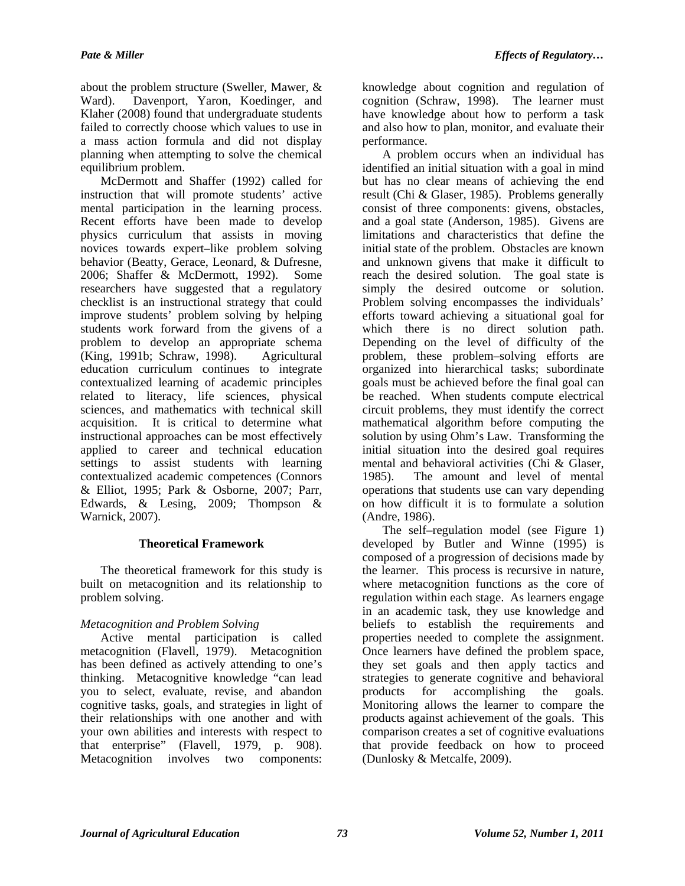about the problem structure (Sweller, Mawer, & Ward). Davenport, Yaron, Koedinger, and Klaher (2008) found that undergraduate students failed to correctly choose which values to use in a mass action formula and did not display planning when attempting to solve the chemical equilibrium problem.

McDermott and Shaffer (1992) called for instruction that will promote students' active mental participation in the learning process. Recent efforts have been made to develop physics curriculum that assists in moving novices towards expert–like problem solving behavior (Beatty, Gerace, Leonard, & Dufresne, 2006; Shaffer & McDermott, 1992). Some researchers have suggested that a regulatory checklist is an instructional strategy that could improve students' problem solving by helping students work forward from the givens of a problem to develop an appropriate schema (King, 1991b; Schraw, 1998). Agricultural education curriculum continues to integrate contextualized learning of academic principles related to literacy, life sciences, physical sciences, and mathematics with technical skill acquisition. It is critical to determine what instructional approaches can be most effectively applied to career and technical education settings to assist students with learning contextualized academic competences (Connors & Elliot, 1995; Park & Osborne, 2007; Parr, Edwards, & Lesing, 2009; Thompson & Warnick, 2007).

## Theoretical Framework

The theoretical framework for this study is built on metacognition and its relationship to problem solving.

### *Metacognition and Problem Solving*

Active mental participation is called metacognition (Flavell, 1979). Metacognition has been defined as actively attending to one's thinking. Metacognitive knowledge "can lead you to select, evaluate, revise, and abandon cognitive tasks, goals, and strategies in light of their relationships with one another and with your own abilities and interests with respect to that enterprise" (Flavell, 1979, p. 908). Metacognition involves two components: knowledge about cognition and regulation of cognition (Schraw, 1998). The learner must have knowledge about how to perform a task and also how to plan, monitor, and evaluate their performance.

A problem occurs when an individual has identified an initial situation with a goal in mind but has no clear means of achieving the end result (Chi & Glaser, 1985). Problems generally consist of three components: givens, obstacles, and a goal state (Anderson, 1985). Givens are limitations and characteristics that define the initial state of the problem. Obstacles are known and unknown givens that make it difficult to reach the desired solution. The goal state is simply the desired outcome or solution. Problem solving encompasses the individuals' efforts toward achieving a situational goal for which there is no direct solution path. Depending on the level of difficulty of the problem, these problem–solving efforts are organized into hierarchical tasks; subordinate goals must be achieved before the final goal can be reached. When students compute electrical circuit problems, they must identify the correct mathematical algorithm before computing the solution by using Ohm's Law. Transforming the initial situation into the desired goal requires mental and behavioral activities (Chi & Glaser, 1985). The amount and level of mental operations that students use can vary depending on how difficult it is to formulate a solution (Andre, 1986).

The self–regulation model (see Figure 1) developed by Butler and Winne (1995) is composed of a progression of decisions made by the learner. This process is recursive in nature, where metacognition functions as the core of regulation within each stage. As learners engage in an academic task, they use knowledge and beliefs to establish the requirements and properties needed to complete the assignment. Once learners have defined the problem space, they set goals and then apply tactics and strategies to generate cognitive and behavioral products for accomplishing the goals. Monitoring allows the learner to compare the products against achievement of the goals. This comparison creates a set of cognitive evaluations that provide feedback on how to proceed (Dunlosky & Metcalfe, 2009).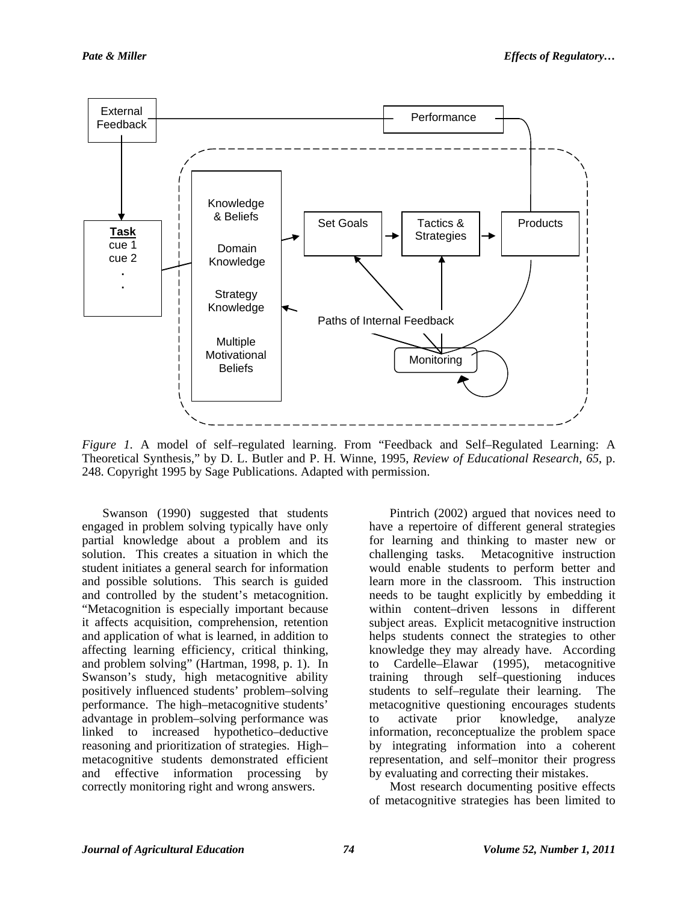*Figure 1.* A model of self–regulated learning. From "Feedback and Self–Regulated Learning: A Theoretical Synthesis," by D. L. Butler and P. H. Winne, 1995, *Review of Educational Research, 65*, p. 248. Copyright 1995 by Sage Publications. Adapted with permission.

Swanson (1990) suggested that students engaged in problem solving typically have only partial knowledge about a problem and its solution. This creates a situation in which the student initiates a general search for information and possible solutions. This search is guided and controlled by the student's metacognition. "Metacognition is especially important because it affects acquisition, comprehension, retention and application of what is learned, in addition to affecting learning efficiency, critical thinking, and problem solving" (Hartman, 1998, p. 1). In Swanson's study, high metacognitive ability positively influenced students' problem–solving performance. The high–metacognitive students' advantage in problem–solving performance was linked to increased hypothetico–deductive reasoning and prioritization of strategies. High–metacognitive students demonstrated efficient and effective information processing by correctly monitoring right and wrong answers.

Pintrich (2002) argued that novices need to have a repertoire of different general strategies for learning and thinking to master new or challenging tasks. Metacognitive instruction would enable students to perform better and learn more in the classroom. This instruction needs to be taught explicitly by embedding it within content–driven lessons in different subject areas. Explicit metacognitive instruction helps students connect the strategies to other knowledge they may already have. According to Cardelle–Elawar (1995), metacognitive training through self–questioning induces students to self–regulate their learning. The metacognitive questioning encourages students to activate prior knowledge, analyze information, reconceptualize the problem space by integrating information into a coherent representation, and self–monitor their progress by evaluating and correcting their mistakes.

Most research documenting positive effects of metacognitive strategies has been limited to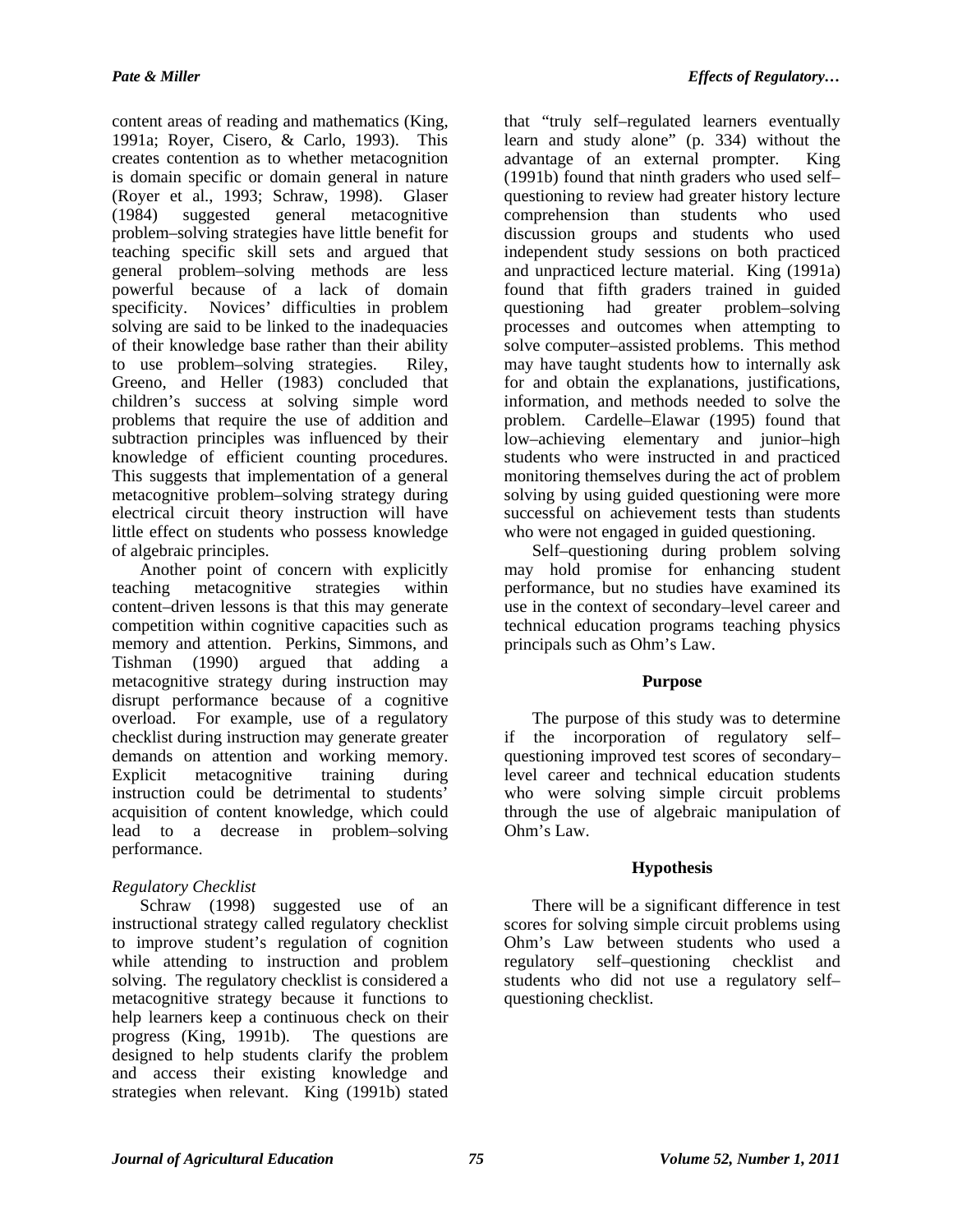content areas of reading and mathematics (King, 1991a; Royer, Cisero, & Carlo, 1993). This creates contention as to whether metacognition is domain specific or domain general in nature (Royer et al., 1993; Schraw, 1998). Glaser (1984) suggested general metacognitive problem–solving strategies have little benefit for teaching specific skill sets and argued that general problem–solving methods are less powerful because of a lack of domain specificity. Novices' difficulties in problem solving are said to be linked to the inadequacies of their knowledge base rather than their ability to use problem–solving strategies. Riley, Greeno, and Heller (1983) concluded that children's success at solving simple word problems that require the use of addition and subtraction principles was influenced by their knowledge of efficient counting procedures. This suggests that implementation of a general metacognitive problem–solving strategy during electrical circuit theory instruction will have little effect on students who possess knowledge of algebraic principles.

Another point of concern with explicitly teaching metacognitive strategies within content–driven lessons is that this may generate competition within cognitive capacities such as memory and attention. Perkins, Simmons, and Tishman (1990) argued that adding a metacognitive strategy during instruction may disrupt performance because of a cognitive overload. For example, use of a regulatory checklist during instruction may generate greater demands on attention and working memory. Explicit metacognitive training during instruction could be detrimental to students' acquisition of content knowledge, which could lead to a decrease in problem–solving performance.

*Regulatory Checklist*

Schraw (1998) suggested use of an instructional strategy called regulatory checklist to improve student's regulation of cognition while attending to instruction and problem solving. The regulatory checklist is considered a metacognitive strategy because it functions to help learners keep a continuous check on their progress (King, 1991b). The questions are designed to help students clarify the problem and access their existing knowledge and strategies when relevant. King (1991b) stated that "truly self–regulated learners eventually learn and study alone" (p. 334) without the advantage of an external prompter. King (1991b) found that ninth graders who used self–questioning to review had greater history lecture comprehension than students who used discussion groups and students who used independent study sessions on both practiced and unpracticed lecture material. King (1991a) found that fifth graders trained in guided questioning had greater problem–solving processes and outcomes when attempting to solve computer–assisted problems. This method may have taught students how to internally ask for and obtain the explanations, justifications, information, and methods needed to solve the problem. Cardelle–Elawar (1995) found that low–achieving elementary and junior–high students who were instructed in and practiced monitoring themselves during the act of problem solving by using guided questioning were more successful on achievement tests than students who were not engaged in guided questioning.

Self–questioning during problem solving may hold promise for enhancing student performance, but no studies have examined its use in the context of secondary–level career and technical education programs teaching physics principals such as Ohm's Law.

## Purpose

The purpose of this study was to determine if the incorporation of regulatory self–questioning improved test scores of secondary–level career and technical education students who were solving simple circuit problems through the use of algebraic manipulation of Ohm's Law.

## Hypothesis

There will be a significant difference in test scores for solving simple circuit problems using Ohm's Law between students who used a regulatory self–questioning checklist and students who did not use a regulatory self–questioning checklist.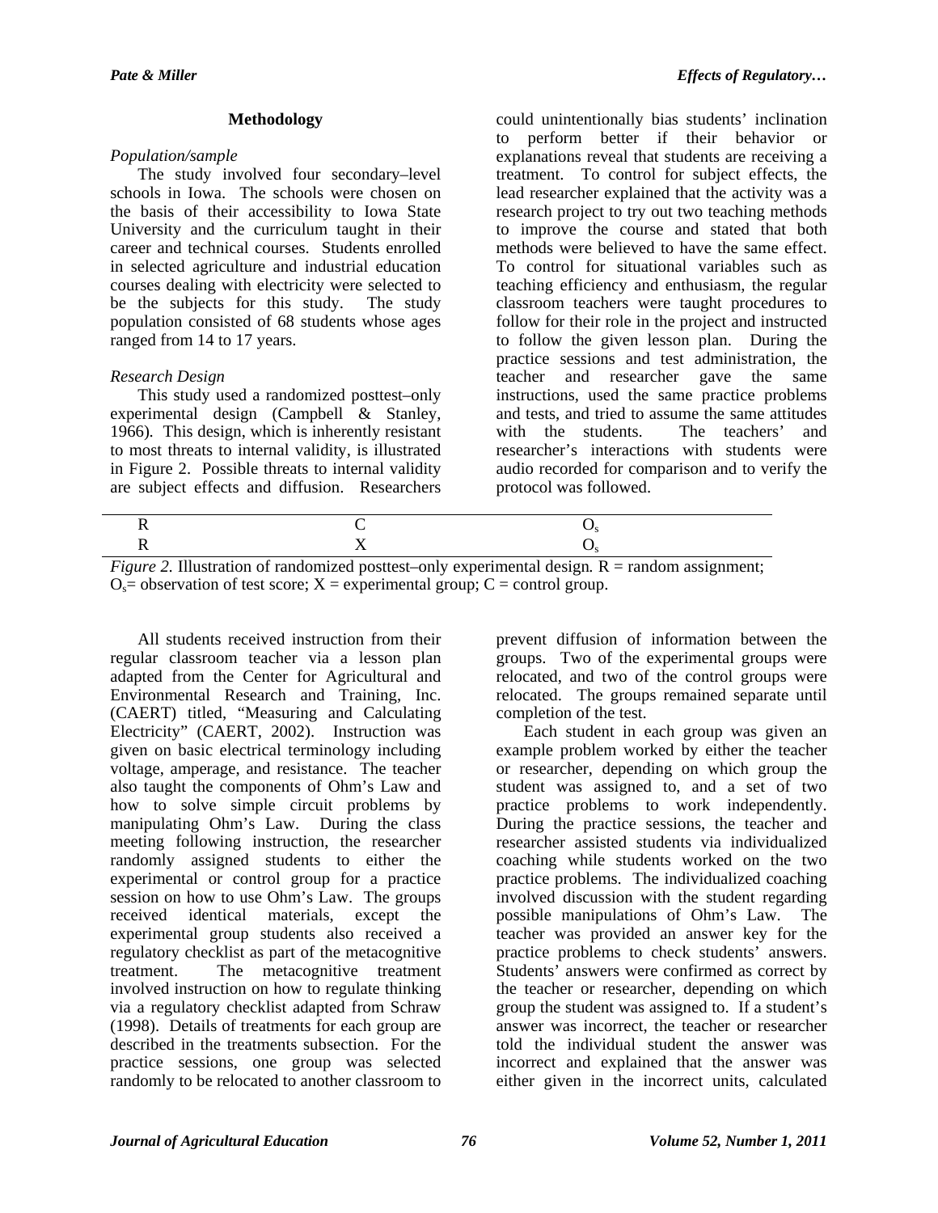## Methodology

### *Population/sample*

The study involved four secondary–level schools in Iowa. The schools were chosen on the basis of their accessibility to Iowa State University and the curriculum taught in their career and technical courses. Students enrolled in selected agriculture and industrial education courses dealing with electricity were selected to be the subjects for this study. The study population consisted of 68 students whose ages ranged from 14 to 17 years.

### *Research Design*

This study used a randomized posttest–only experimental design (Campbell & Stanley, 1966). This design, which is inherently resistant to most threats to internal validity, is illustrated in Figure 2. Possible threats to internal validity are subject effects and diffusion. Researchers could unintentionally bias students' inclination to perform better if their behavior or explanations reveal that students are receiving a treatment. To control for subject effects, the lead researcher explained that the activity was a research project to try out two teaching methods to improve the course and stated that both methods were believed to have the same effect. To control for situational variables such as teaching efficiency and enthusiasm, the regular classroom teachers were taught procedures to follow for their role in the project and instructed to follow the given lesson plan. During the practice sessions and test administration, the teacher and researcher gave the same instructions, used the same practice problems and tests, and tried to assume the same attitudes with the students. The teachers' and researcher's interactions with students were audio recorded for comparison and to verify the protocol was followed.

| | | |
|---|---|---|
| R | C | $O_s$ |
| R | X | $O_s$ |

*Figure 2.* Illustration of randomized posttest–only experimental design. R = random assignment; $O_s$= observation of test score; X = experimental group; C = control group.

All students received instruction from their regular classroom teacher via a lesson plan adapted from the Center for Agricultural and Environmental Research and Training, Inc. (CAERT) titled, "Measuring and Calculating Electricity" (CAERT, 2002). Instruction was given on basic electrical terminology including voltage, amperage, and resistance. The teacher also taught the components of Ohm's Law and how to solve simple circuit problems by manipulating Ohm's Law. During the class meeting following instruction, the researcher randomly assigned students to either the experimental or control group for a practice session on how to use Ohm's Law. The groups received identical materials, except the experimental group students also received a regulatory checklist as part of the metacognitive treatment. The metacognitive treatment involved instruction on how to regulate thinking via a regulatory checklist adapted from Schraw (1998). Details of treatments for each group are described in the treatments subsection. For the practice sessions, one group was selected randomly to be relocated to another classroom to prevent diffusion of information between the groups. Two of the experimental groups were relocated, and two of the control groups were relocated. The groups remained separate until completion of the test.

Each student in each group was given an example problem worked by either the teacher or researcher, depending on which group the student was assigned to, and a set of two practice problems to work independently. During the practice sessions, the teacher and researcher assisted students via individualized coaching while students worked on the two practice problems. The individualized coaching involved discussion with the student regarding possible manipulations of Ohm's Law. The teacher was provided an answer key for the practice problems to check students' answers. Students' answers were confirmed as correct by the teacher or researcher, depending on which group the student was assigned to. If a student's answer was incorrect, the teacher or researcher told the individual student the answer was incorrect and explained that the answer was either given in the incorrect units, calculated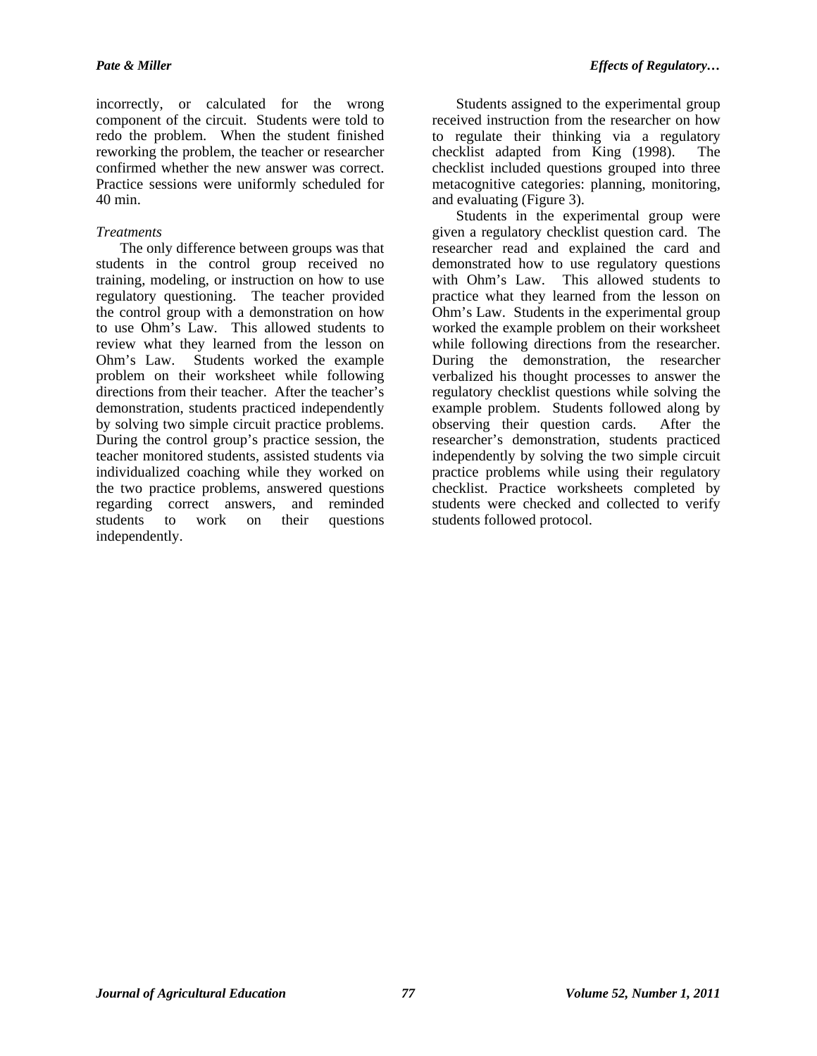incorrectly, or calculated for the wrong component of the circuit. Students were told to redo the problem. When the student finished reworking the problem, the teacher or researcher confirmed whether the new answer was correct. Practice sessions were uniformly scheduled for 40 min.

*Treatments*

The only difference between groups was that students in the control group received no training, modeling, or instruction on how to use regulatory questioning. The teacher provided the control group with a demonstration on how to use Ohm's Law. This allowed students to review what they learned from the lesson on Ohm's Law. Students worked the example problem on their worksheet while following directions from their teacher. After the teacher's demonstration, students practiced independently by solving two simple circuit practice problems. During the control group's practice session, the teacher monitored students, assisted students via individualized coaching while they worked on the two practice problems, answered questions regarding correct answers, and reminded students to work on their questions independently.

Students assigned to the experimental group received instruction from the researcher on how to regulate their thinking via a regulatory checklist adapted from King (1998). The checklist included questions grouped into three metacognitive categories: planning, monitoring, and evaluating (Figure 3).

Students in the experimental group were given a regulatory checklist question card. The researcher read and explained the card and demonstrated how to use regulatory questions with Ohm's Law. This allowed students to practice what they learned from the lesson on Ohm's Law. Students in the experimental group worked the example problem on their worksheet while following directions from the researcher. During the demonstration, the researcher verbalized his thought processes to answer the regulatory checklist questions while solving the example problem. Students followed along by observing their question cards. After the researcher's demonstration, students practiced independently by solving the two simple circuit practice problems while using their regulatory checklist. Practice worksheets completed by students were checked and collected to verify students followed protocol.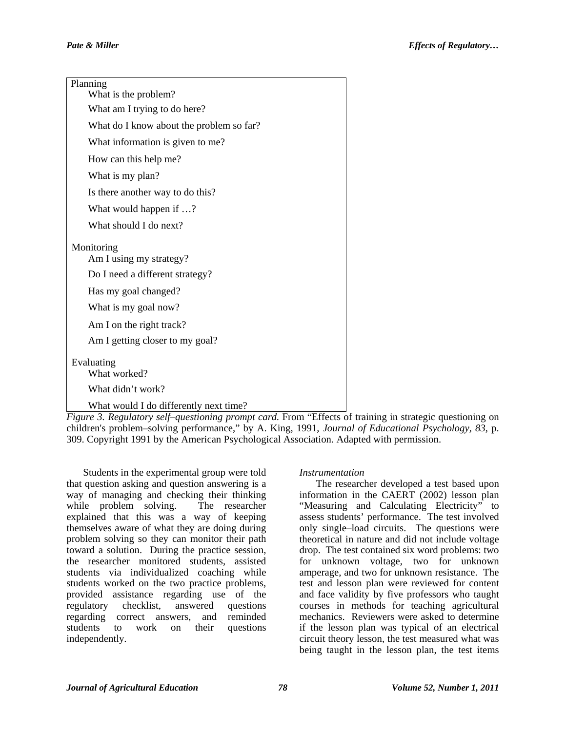Planning

- What is the problem?
- What am I trying to do here?
- What do I know about the problem so far?
- What information is given to me?
- How can this help me?
- What is my plan?
- Is there another way to do this?
- What would happen if …?
- What should I do next?

Monitoring

- Am I using my strategy?
- Do I need a different strategy?
- Has my goal changed?
- What is my goal now?
- Am I on the right track?
- Am I getting closer to my goal?

Evaluating

- What worked?
- What didn't work?
- What would I do differently next time?

*Figure 3. Regulatory self–questioning prompt card.* From "Effects of training in strategic questioning on children's problem–solving performance," by A. King, 1991, *Journal of Educational Psychology*, *83*, p. 309. Copyright 1991 by the American Psychological Association. Adapted with permission.

Students in the experimental group were told that question asking and question answering is a way of managing and checking their thinking while problem solving. The researcher explained that this was a way of keeping themselves aware of what they are doing during problem solving so they can monitor their path toward a solution. During the practice session, the researcher monitored students, assisted students via individualized coaching while students worked on the two practice problems, provided assistance regarding use of the regulatory checklist, answered questions regarding correct answers, and reminded students to work on their questions independently.

*Instrumentation*

The researcher developed a test based upon information in the CAERT (2002) lesson plan "Measuring and Calculating Electricity" to assess students' performance. The test involved only single–load circuits. The questions were theoretical in nature and did not include voltage drop. The test contained six word problems: two for unknown voltage, two for unknown amperage, and two for unknown resistance. The test and lesson plan were reviewed for content and face validity by five professors who taught courses in methods for teaching agricultural mechanics. Reviewers were asked to determine if the lesson plan was typical of an electrical circuit theory lesson, the test measured what was being taught in the lesson plan, the test items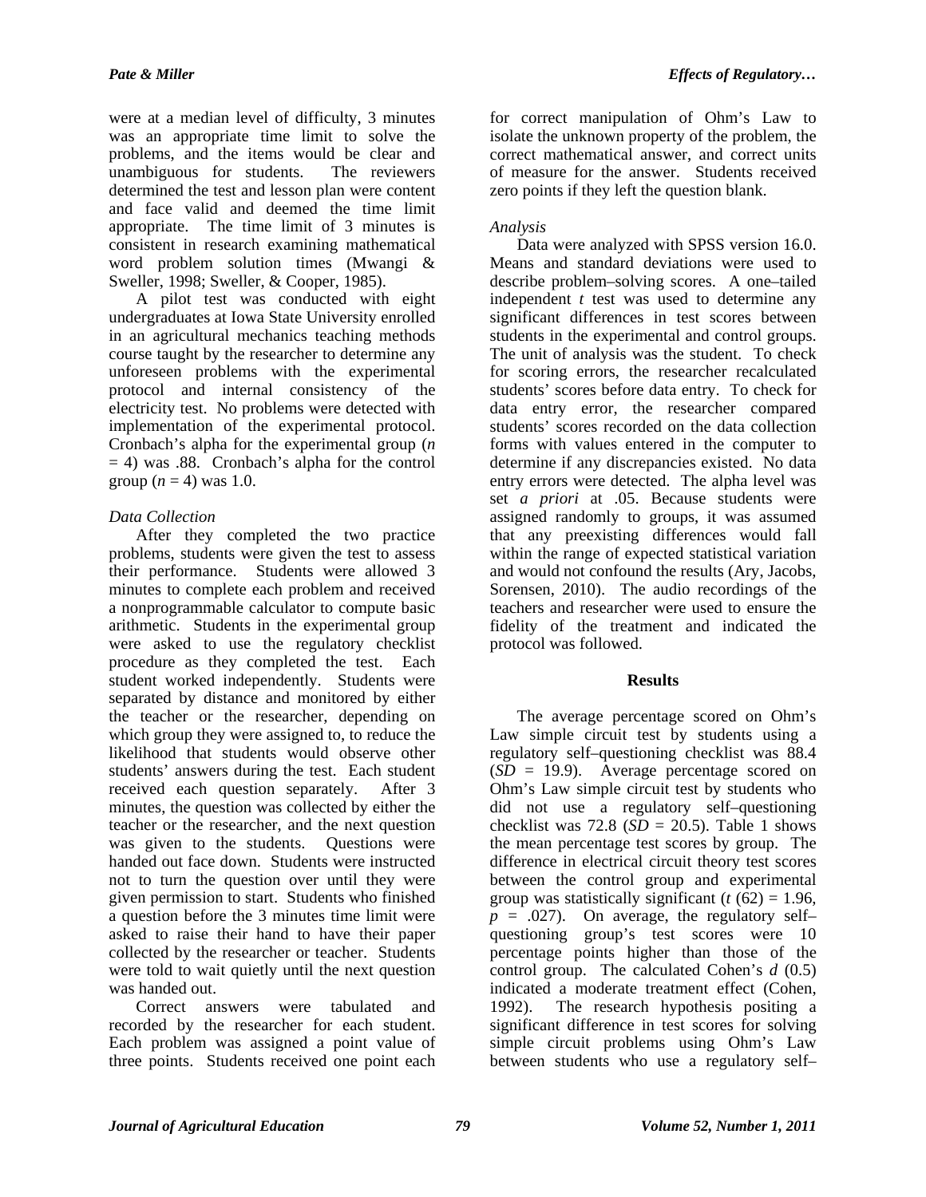were at a median level of difficulty, 3 minutes was an appropriate time limit to solve the problems, and the items would be clear and unambiguous for students. The reviewers determined the test and lesson plan were content and face valid and deemed the time limit appropriate. The time limit of 3 minutes is consistent in research examining mathematical word problem solution times (Mwangi & Sweller, 1998; Sweller, & Cooper, 1985).

A pilot test was conducted with eight undergraduates at Iowa State University enrolled in an agricultural mechanics teaching methods course taught by the researcher to determine any unforeseen problems with the experimental protocol and internal consistency of the electricity test. No problems were detected with implementation of the experimental protocol. Cronbach's alpha for the experimental group ($n = 4$) was .88. Cronbach's alpha for the control group ($n = 4$) was 1.0.

### *Data Collection*

After they completed the two practice problems, students were given the test to assess their performance. Students were allowed 3 minutes to complete each problem and received a nonprogrammable calculator to compute basic arithmetic. Students in the experimental group were asked to use the regulatory checklist procedure as they completed the test. Each student worked independently. Students were separated by distance and monitored by either the teacher or the researcher, depending on which group they were assigned to, to reduce the likelihood that students would observe other students' answers during the test. Each student received each question separately. After 3 minutes, the question was collected by either the teacher or the researcher, and the next question was given to the students. Questions were handed out face down. Students were instructed not to turn the question over until they were given permission to start. Students who finished a question before the 3 minutes time limit were asked to raise their hand to have their paper collected by the researcher or teacher. Students were told to wait quietly until the next question was handed out.

Correct answers were tabulated and recorded by the researcher for each student. Each problem was assigned a point value of three points. Students received one point each for correct manipulation of Ohm's Law to isolate the unknown property of the problem, the correct mathematical answer, and correct units of measure for the answer. Students received zero points if they left the question blank.

### *Analysis*

Data were analyzed with SPSS version 16.0. Means and standard deviations were used to describe problem–solving scores. A one–tailed independent *t* test was used to determine any significant differences in test scores between students in the experimental and control groups. The unit of analysis was the student. To check for scoring errors, the researcher recalculated students' scores before data entry. To check for data entry error, the researcher compared students' scores recorded on the data collection forms with values entered in the computer to determine if any discrepancies existed. No data entry errors were detected. The alpha level was set *a priori* at .05. Because students were assigned randomly to groups, it was assumed that any preexisting differences would fall within the range of expected statistical variation and would not confound the results (Ary, Jacobs, Sorensen, 2010). The audio recordings of the teachers and researcher were used to ensure the fidelity of the treatment and indicated the protocol was followed.

## Results

The average percentage scored on Ohm's Law simple circuit test by students using a regulatory self–questioning checklist was 88.4 ($SD = 19.9$). Average percentage scored on Ohm's Law simple circuit test by students who did not use a regulatory self–questioning checklist was 72.8 ($SD = 20.5$). Table 1 shows the mean percentage test scores by group. The difference in electrical circuit theory test scores between the control group and experimental group was statistically significant ($t\,(62) = 1.96$, $p = .027$). On average, the regulatory self–questioning group's test scores were 10 percentage points higher than those of the control group. The calculated Cohen's $d$ (0.5) indicated a moderate treatment effect (Cohen, 1992). The research hypothesis positing a significant difference in test scores for solving simple circuit problems using Ohm's Law between students who use a regulatory self–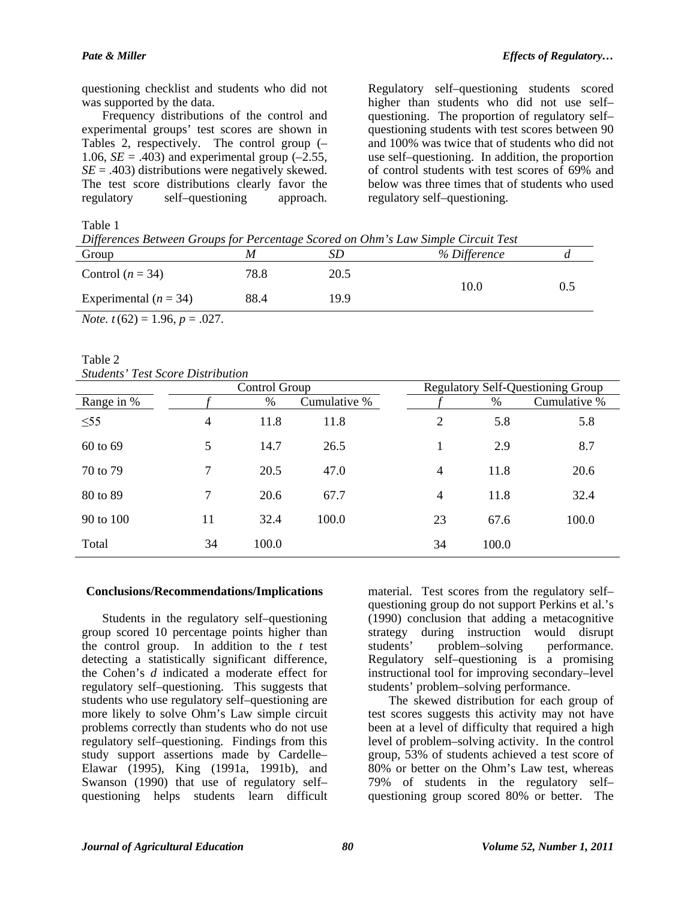questioning checklist and students who did not was supported by the data.

Frequency distributions of the control and experimental groups' test scores are shown in Tables 2, respectively. The control group (–1.06, $SE$ = .403) and experimental group (–2.55, $SE$ = .403) distributions were negatively skewed. The test score distributions clearly favor the regulatory self–questioning approach. Regulatory self–questioning students scored higher than students who did not use self–questioning. The proportion of regulatory self–questioning students with test scores between 90 and 100% was twice that of students who did not use self–questioning. In addition, the proportion of control students with test scores of 69% and below was three times that of students who used regulatory self–questioning.

Table 1

*Differences Between Groups for Percentage Scored on Ohm's Law Simple Circuit Test*

| Group | *M* | *SD* | *% Difference* | *d* |
|---|---|---|---|---|
| Control ($n$ = 34) | 78.8 | 20.5 | 10.0 | 0.5 |
| Experimental ($n$ = 34) | 88.4 | 19.9 | | |

*Note.* $t(62) = 1.96$, $p = .027$.

Table 2

*Students' Test Score Distribution*

| | Control Group | | | Regulatory Self-Questioning Group | | |
|---|---|---|---|---|---|---|
| Range in % | *f* | % | Cumulative % | *f* | % | Cumulative % |
| ≤55 | 4 | 11.8 | 11.8 | 2 | 5.8 | 5.8 |
| 60 to 69 | 5 | 14.7 | 26.5 | 1 | 2.9 | 8.7 |
| 70 to 79 | 7 | 20.5 | 47.0 | 4 | 11.8 | 20.6 |
| 80 to 89 | 7 | 20.6 | 67.7 | 4 | 11.8 | 32.4 |
| 90 to 100 | 11 | 32.4 | 100.0 | 23 | 67.6 | 100.0 |
| Total | 34 | 100.0 | | 34 | 100.0 | |

## Conclusions/Recommendations/Implications

Students in the regulatory self–questioning group scored 10 percentage points higher than the control group. In addition to the *t* test detecting a statistically significant difference, the Cohen's *d* indicated a moderate effect for regulatory self–questioning. This suggests that students who use regulatory self–questioning are more likely to solve Ohm's Law simple circuit problems correctly than students who do not use regulatory self–questioning. Findings from this study support assertions made by Cardelle–Elawar (1995), King (1991a, 1991b), and Swanson (1990) that use of regulatory self–questioning helps students learn difficult material. Test scores from the regulatory self–questioning group do not support Perkins et al.'s (1990) conclusion that adding a metacognitive strategy during instruction would disrupt students' problem–solving performance. Regulatory self–questioning is a promising instructional tool for improving secondary–level students' problem–solving performance.

The skewed distribution for each group of test scores suggests this activity may not have been at a level of difficulty that required a high level of problem–solving activity. In the control group, 53% of students achieved a test score of 80% or better on the Ohm's Law test, whereas 79% of students in the regulatory self–questioning group scored 80% or better. The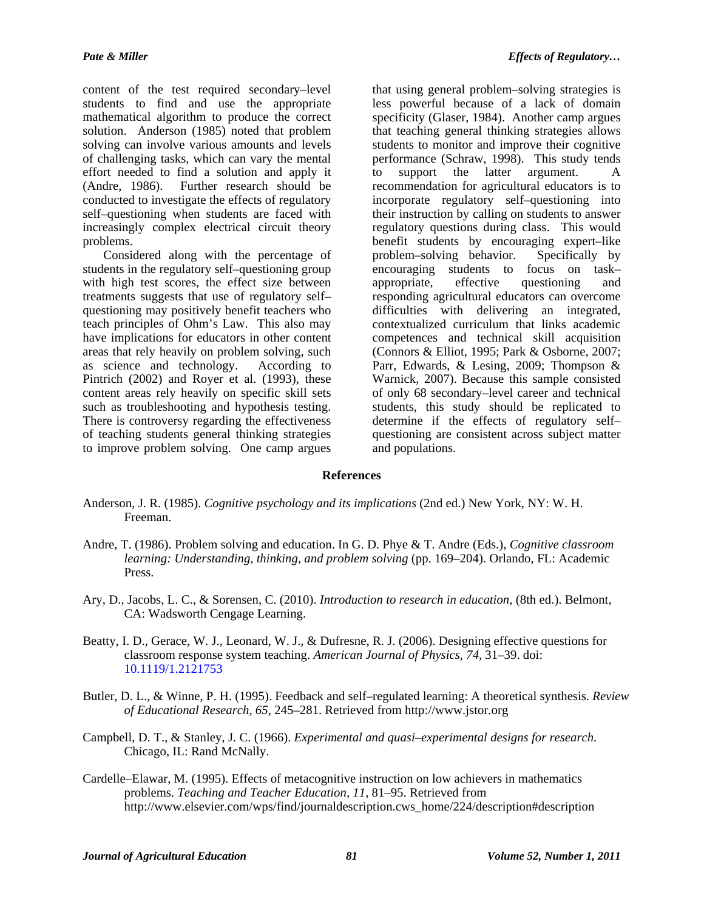content of the test required secondary–level students to find and use the appropriate mathematical algorithm to produce the correct solution. Anderson (1985) noted that problem solving can involve various amounts and levels of challenging tasks, which can vary the mental effort needed to find a solution and apply it (Andre, 1986). Further research should be conducted to investigate the effects of regulatory self–questioning when students are faced with increasingly complex electrical circuit theory problems.

Considered along with the percentage of students in the regulatory self–questioning group with high test scores, the effect size between treatments suggests that use of regulatory self–questioning may positively benefit teachers who teach principles of Ohm's Law. This also may have implications for educators in other content areas that rely heavily on problem solving, such as science and technology. According to Pintrich (2002) and Royer et al. (1993), these content areas rely heavily on specific skill sets such as troubleshooting and hypothesis testing. There is controversy regarding the effectiveness of teaching students general thinking strategies to improve problem solving. One camp argues that using general problem–solving strategies is less powerful because of a lack of domain specificity (Glaser, 1984). Another camp argues that teaching general thinking strategies allows students to monitor and improve their cognitive performance (Schraw, 1998). This study tends to support the latter argument. A recommendation for agricultural educators is to incorporate regulatory self–questioning into their instruction by calling on students to answer regulatory questions during class. This would benefit students by encouraging expert–like problem–solving behavior. Specifically by encouraging students to focus on task–appropriate, effective questioning and responding agricultural educators can overcome difficulties with delivering an integrated, contextualized curriculum that links academic competences and technical skill acquisition (Connors & Elliot, 1995; Park & Osborne, 2007; Parr, Edwards, & Lesing, 2009; Thompson & Warnick, 2007). Because this sample consisted of only 68 secondary–level career and technical students, this study should be replicated to determine if the effects of regulatory self–questioning are consistent across subject matter and populations.

## References

Anderson, J. R. (1985). *Cognitive psychology and its implications* (2nd ed.) New York, NY: W. H. Freeman.

Andre, T. (1986). Problem solving and education. In G. D. Phye & T. Andre (Eds.), *Cognitive classroom learning: Understanding, thinking, and problem solving* (pp. 169–204). Orlando, FL: Academic Press.

Ary, D., Jacobs, L. C., & Sorensen, C. (2010). *Introduction to research in education*, (8th ed.). Belmont, CA: Wadsworth Cengage Learning.

Beatty, I. D., Gerace, W. J., Leonard, W. J., & Dufresne, R. J. (2006). Designing effective questions for classroom response system teaching. *American Journal of Physics, 74*, 31–39. doi: 10.1119/1.2121753

Butler, D. L., & Winne, P. H. (1995). Feedback and self–regulated learning: A theoretical synthesis. *Review of Educational Research, 65*, 245–281. Retrieved from http://www.jstor.org

Campbell, D. T., & Stanley, J. C. (1966). *Experimental and quasi–experimental designs for research.* Chicago, IL: Rand McNally.

Cardelle–Elawar, M. (1995). Effects of metacognitive instruction on low achievers in mathematics problems. *Teaching and Teacher Education, 11*, 81–95. Retrieved from http://www.elsevier.com/wps/find/journaldescription.cws_home/224/description#description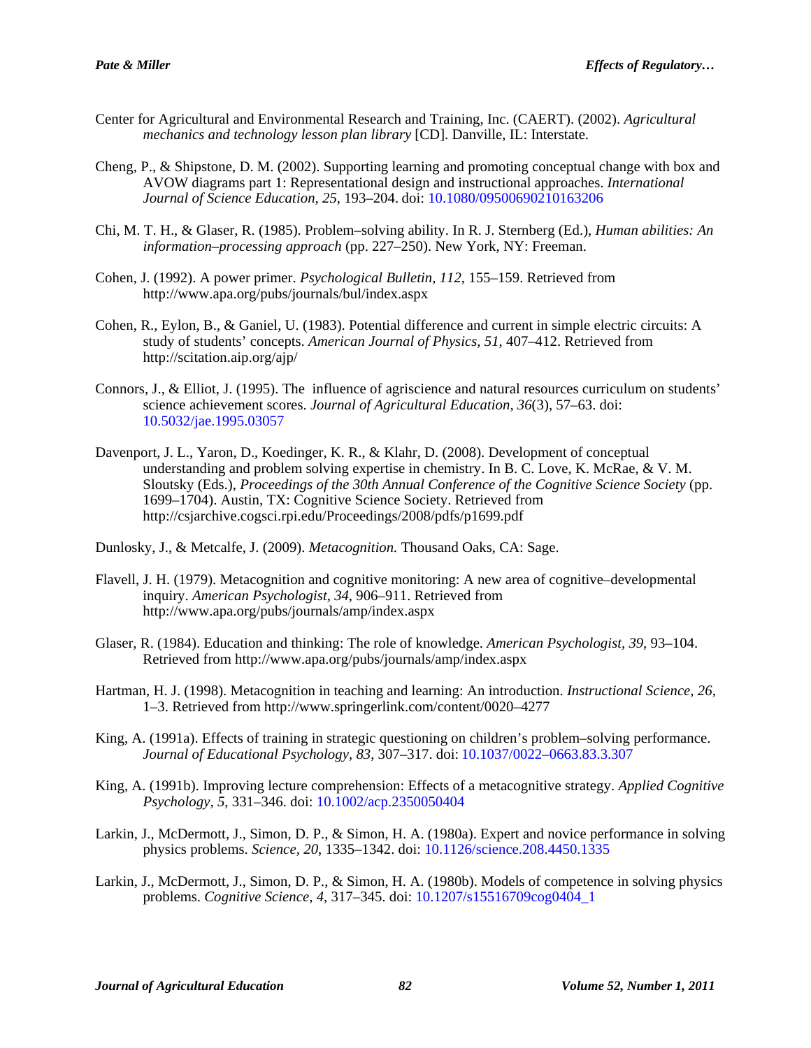Center for Agricultural and Environmental Research and Training, Inc. (CAERT). (2002). *Agricultural mechanics and technology lesson plan library* [CD]. Danville, IL: Interstate.

Cheng, P., & Shipstone, D. M. (2002). Supporting learning and promoting conceptual change with box and AVOW diagrams part 1: Representational design and instructional approaches. *International Journal of Science Education, 25*, 193–204. doi: 10.1080/09500690210163206

Chi, M. T. H., & Glaser, R. (1985). Problem–solving ability. In R. J. Sternberg (Ed.), *Human abilities: An information–processing approach* (pp. 227–250). New York, NY: Freeman.

Cohen, J. (1992). A power primer. *Psychological Bulletin, 112*, 155–159. Retrieved from http://www.apa.org/pubs/journals/bul/index.aspx

Cohen, R., Eylon, B., & Ganiel, U. (1983). Potential difference and current in simple electric circuits: A study of students' concepts. *American Journal of Physics, 51*, 407–412. Retrieved from http://scitation.aip.org/ajp/

Connors, J., & Elliot, J. (1995). The influence of agriscience and natural resources curriculum on students' science achievement scores. *Journal of Agricultural Education, 36*(3), 57–63. doi: 10.5032/jae.1995.03057

Davenport, J. L., Yaron, D., Koedinger, K. R., & Klahr, D. (2008). Development of conceptual understanding and problem solving expertise in chemistry. In B. C. Love, K. McRae, & V. M. Sloutsky (Eds.), *Proceedings of the 30th Annual Conference of the Cognitive Science Society* (pp. 1699–1704). Austin, TX: Cognitive Science Society. Retrieved from http://csjarchive.cogsci.rpi.edu/Proceedings/2008/pdfs/p1699.pdf

Dunlosky, J., & Metcalfe, J. (2009). *Metacognition.* Thousand Oaks, CA: Sage.

Flavell, J. H. (1979). Metacognition and cognitive monitoring: A new area of cognitive–developmental inquiry. *American Psychologist, 34*, 906–911. Retrieved from http://www.apa.org/pubs/journals/amp/index.aspx

Glaser, R. (1984). Education and thinking: The role of knowledge. *American Psychologist, 39*, 93–104. Retrieved from http://www.apa.org/pubs/journals/amp/index.aspx

Hartman, H. J. (1998). Metacognition in teaching and learning: An introduction. *Instructional Science, 26*, 1–3. Retrieved from http://www.springerlink.com/content/0020–4277

King, A. (1991a). Effects of training in strategic questioning on children's problem–solving performance. *Journal of Educational Psychology, 83*, 307–317. doi: 10.1037/0022–0663.83.3.307

King, A. (1991b). Improving lecture comprehension: Effects of a metacognitive strategy. *Applied Cognitive Psychology, 5*, 331–346. doi: 10.1002/acp.2350050404

Larkin, J., McDermott, J., Simon, D. P., & Simon, H. A. (1980a). Expert and novice performance in solving physics problems. *Science, 20*, 1335–1342. doi: 10.1126/science.208.4450.1335

Larkin, J., McDermott, J., Simon, D. P., & Simon, H. A. (1980b). Models of competence in solving physics problems. *Cognitive Science, 4*, 317–345. doi: 10.1207/s15516709cog0404_1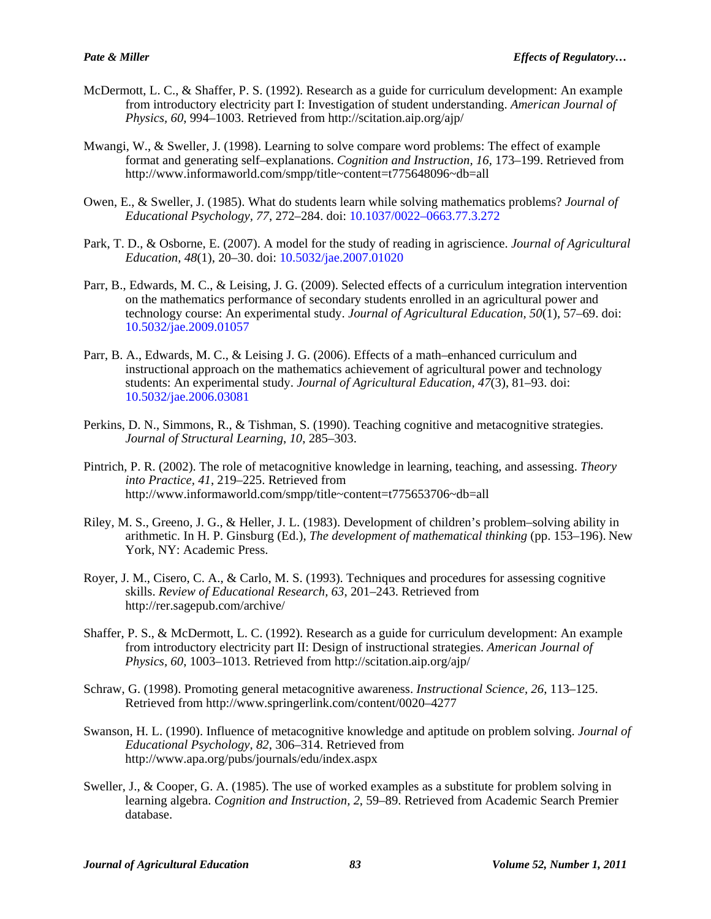McDermott, L. C., & Shaffer, P. S. (1992). Research as a guide for curriculum development: An example from introductory electricity part I: Investigation of student understanding. *American Journal of Physics, 60*, 994–1003. Retrieved from http://scitation.aip.org/ajp/

Mwangi, W., & Sweller, J. (1998). Learning to solve compare word problems: The effect of example format and generating self–explanations. *Cognition and Instruction, 16*, 173–199. Retrieved from http://www.informaworld.com/smpp/title~content=t775648096~db=all

Owen, E., & Sweller, J. (1985). What do students learn while solving mathematics problems? *Journal of Educational Psychology*, *77*, 272–284. doi: 10.1037/0022–0663.77.3.272

Park, T. D., & Osborne, E. (2007). A model for the study of reading in agriscience. *Journal of Agricultural Education*, *48*(1), 20–30. doi: 10.5032/jae.2007.01020

Parr, B., Edwards, M. C., & Leising, J. G. (2009). Selected effects of a curriculum integration intervention on the mathematics performance of secondary students enrolled in an agricultural power and technology course: An experimental study. *Journal of Agricultural Education, 50*(1), 57–69. doi: 10.5032/jae.2009.01057

Parr, B. A., Edwards, M. C., & Leising J. G. (2006). Effects of a math–enhanced curriculum and instructional approach on the mathematics achievement of agricultural power and technology students: An experimental study. *Journal of Agricultural Education, 47*(3), 81–93. doi: 10.5032/jae.2006.03081

Perkins, D. N., Simmons, R., & Tishman, S. (1990). Teaching cognitive and metacognitive strategies. *Journal of Structural Learning*, *10*, 285–303.

Pintrich, P. R. (2002). The role of metacognitive knowledge in learning, teaching, and assessing. *Theory into Practice, 41*, 219–225. Retrieved from http://www.informaworld.com/smpp/title~content=t775653706~db=all

Riley, M. S., Greeno, J. G., & Heller, J. L. (1983). Development of children's problem–solving ability in arithmetic. In H. P. Ginsburg (Ed.), *The development of mathematical thinking* (pp. 153–196). New York, NY: Academic Press.

Royer, J. M., Cisero, C. A., & Carlo, M. S. (1993). Techniques and procedures for assessing cognitive skills. *Review of Educational Research, 63*, 201–243. Retrieved from http://rer.sagepub.com/archive/

Shaffer, P. S., & McDermott, L. C. (1992). Research as a guide for curriculum development: An example from introductory electricity part II: Design of instructional strategies. *American Journal of Physics*, *60*, 1003–1013. Retrieved from http://scitation.aip.org/ajp/

Schraw, G. (1998). Promoting general metacognitive awareness. *Instructional Science, 26*, 113–125. Retrieved from http://www.springerlink.com/content/0020–4277

Swanson, H. L. (1990). Influence of metacognitive knowledge and aptitude on problem solving. *Journal of Educational Psychology, 82*, 306–314. Retrieved from http://www.apa.org/pubs/journals/edu/index.aspx

Sweller, J., & Cooper, G. A. (1985). The use of worked examples as a substitute for problem solving in learning algebra. *Cognition and Instruction, 2*, 59–89. Retrieved from Academic Search Premier database.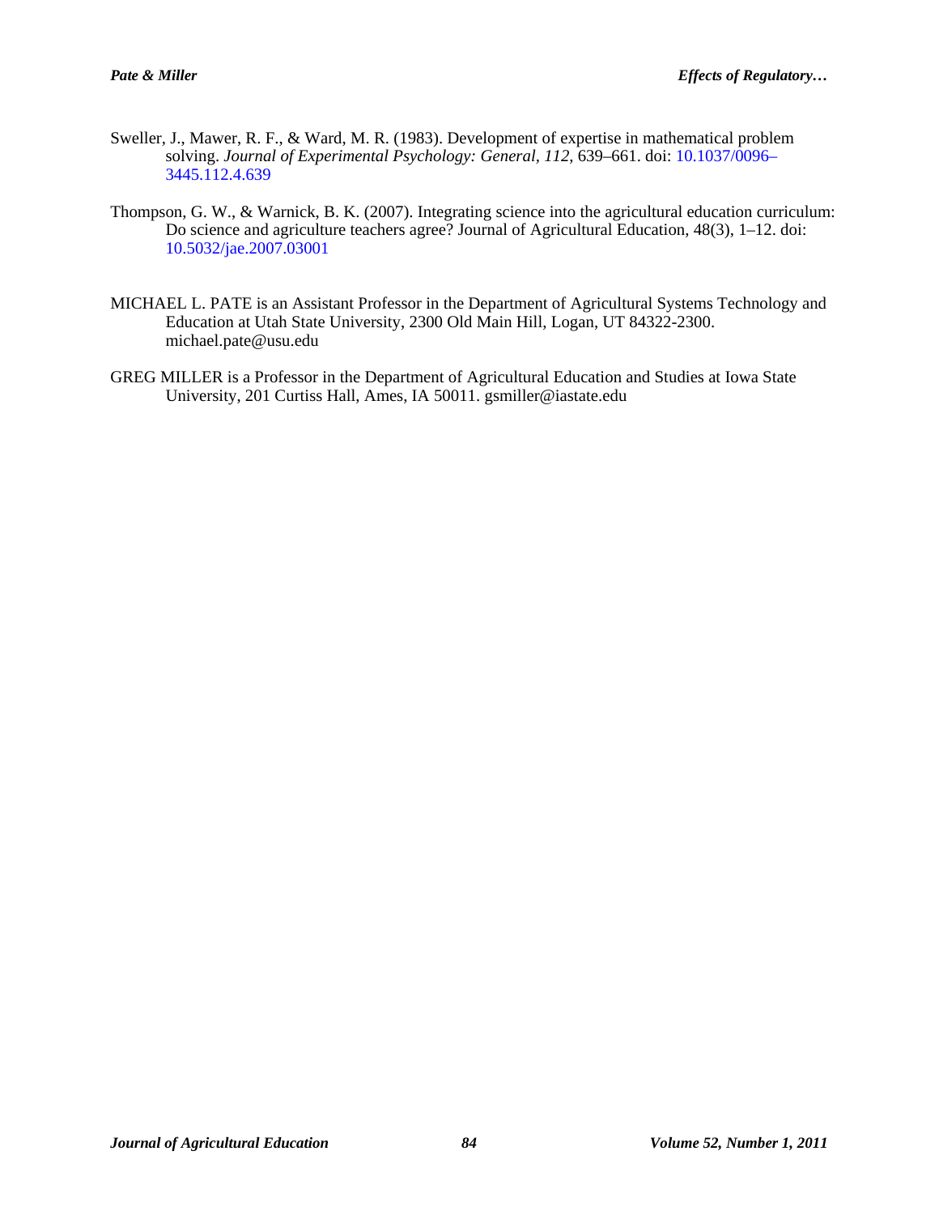Sweller, J., Mawer, R. F., & Ward, M. R. (1983). Development of expertise in mathematical problem solving. *Journal of Experimental Psychology: General, 112*, 639–661. doi: 10.1037/0096–3445.112.4.639

Thompson, G. W., & Warnick, B. K. (2007). Integrating science into the agricultural education curriculum: Do science and agriculture teachers agree? Journal of Agricultural Education, 48(3), 1–12. doi: 10.5032/jae.2007.03001

MICHAEL L. PATE is an Assistant Professor in the Department of Agricultural Systems Technology and Education at Utah State University, 2300 Old Main Hill, Logan, UT 84322-2300. michael.pate@usu.edu

GREG MILLER is a Professor in the Department of Agricultural Education and Studies at Iowa State University, 201 Curtiss Hall, Ames, IA 50011. gsmiller@iastate.edu